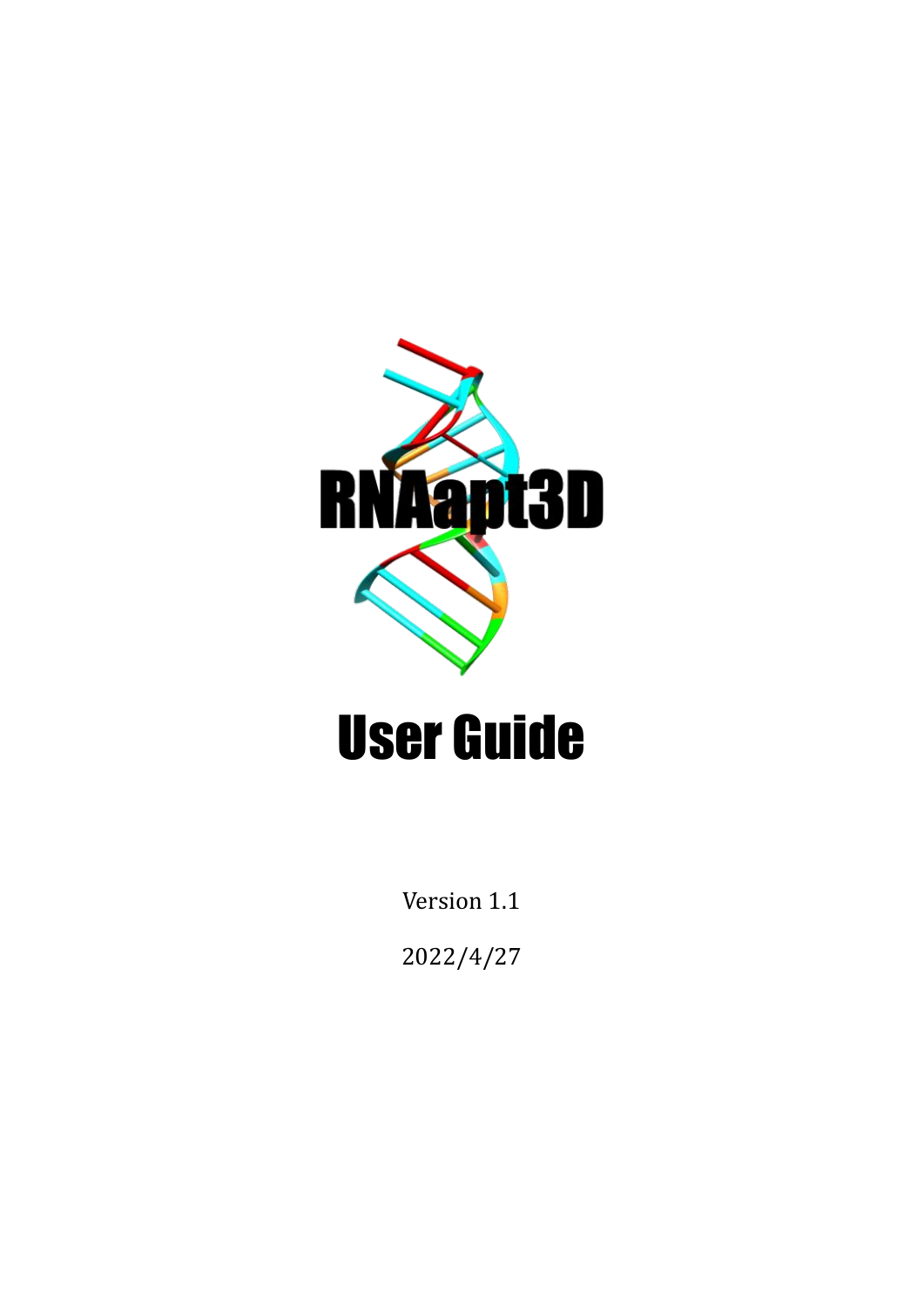# RNAapt3D

# User Guide

Version 1.1

2022/4/27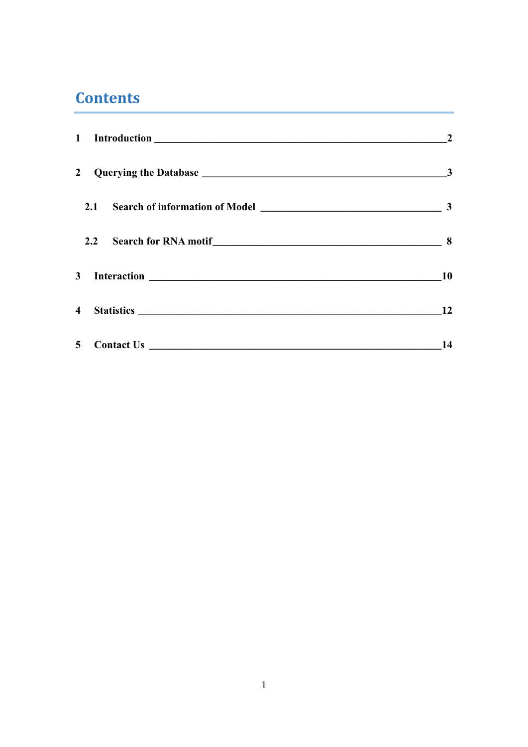# Contents

1 Introduction ______ 2

2 Querying the Database ______ 3

  2.1 Search of information of Model ______ 3

  2.2 Search for RNA motif ______ 8

3 Interaction ______ 10

4 Statistics ______ 12

5 Contact Us ______ 14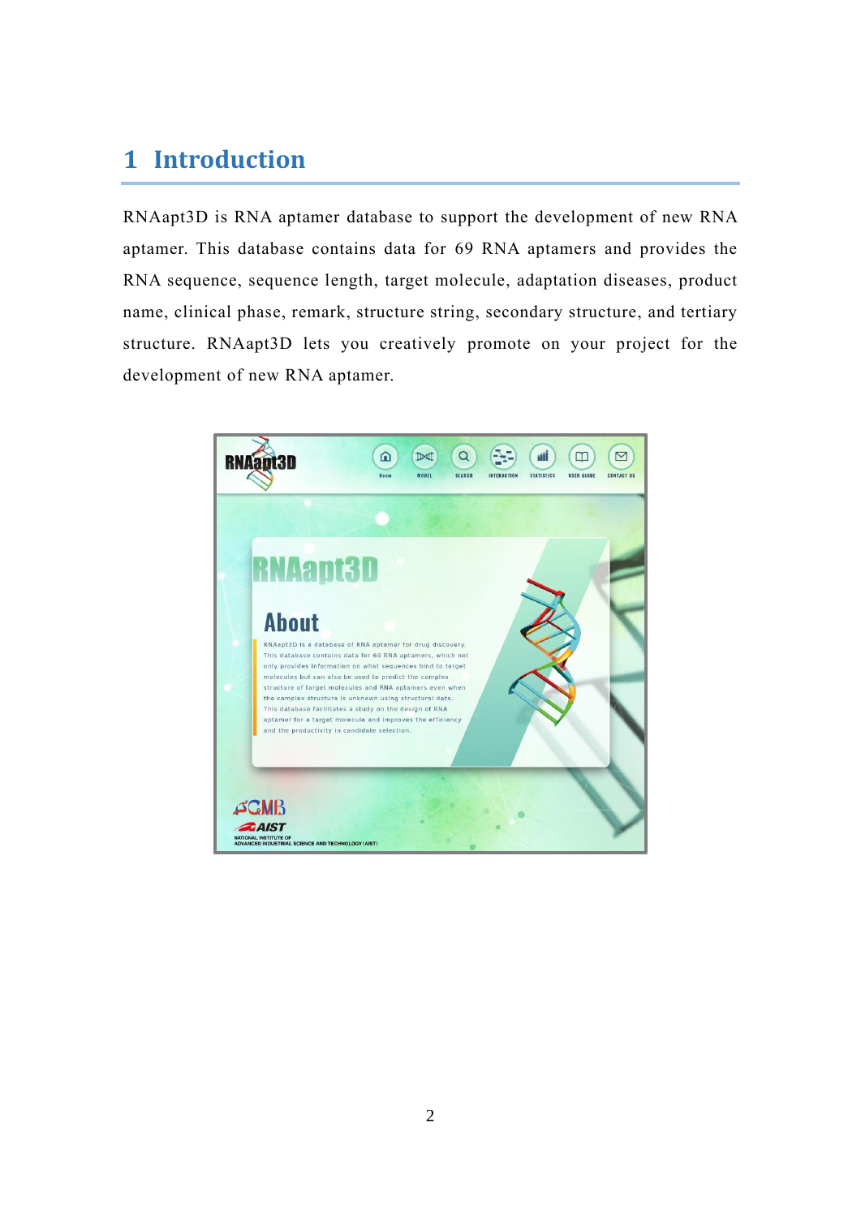# 1 Introduction

RNAapt3D is RNA aptamer database to support the development of new RNA aptamer. This database contains data for 69 RNA aptamers and provides the RNA sequence, sequence length, target molecule, adaptation diseases, product name, clinical phase, remark, structure string, secondary structure, and tertiary structure. RNAapt3D lets you creatively promote on your project for the development of new RNA aptamer.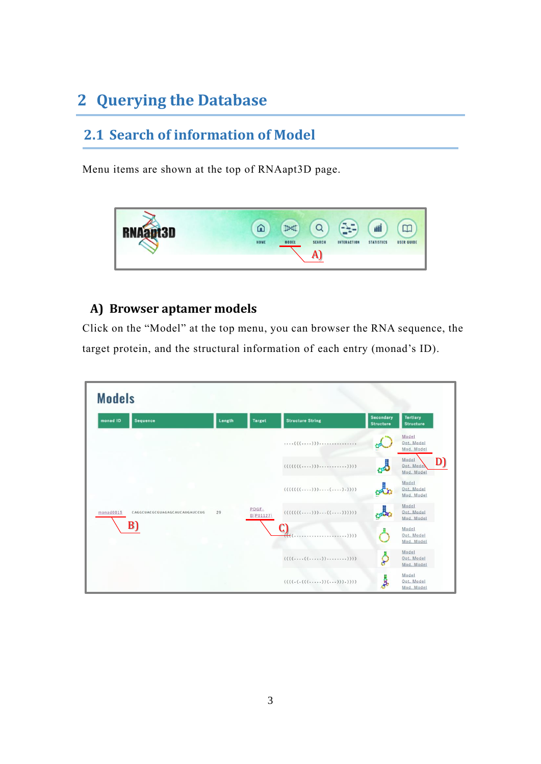# 2 Querying the Database

## 2.1 Search of information of Model

Menu items are shown at the top of RNAapt3D page.

### A) Browser aptamer models

Click on the "Model" at the top menu, you can browser the RNA sequence, the target protein, and the structural information of each entry (monad's ID).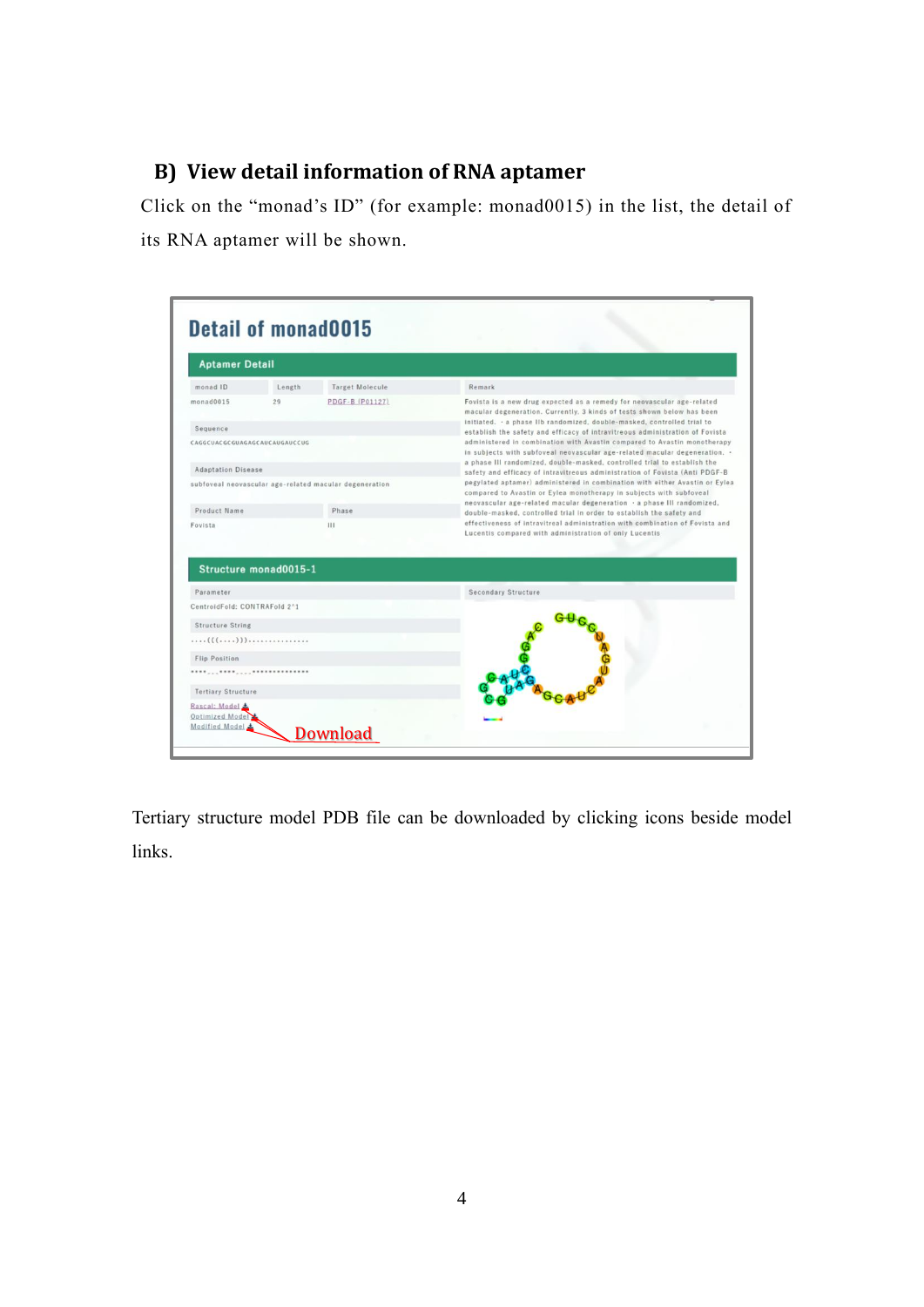## B) View detail information of RNA aptamer

Click on the “monad’s ID” (for example: monad0015) in the list, the detail of its RNA aptamer will be shown.

Tertiary structure model PDB file can be downloaded by clicking icons beside model links.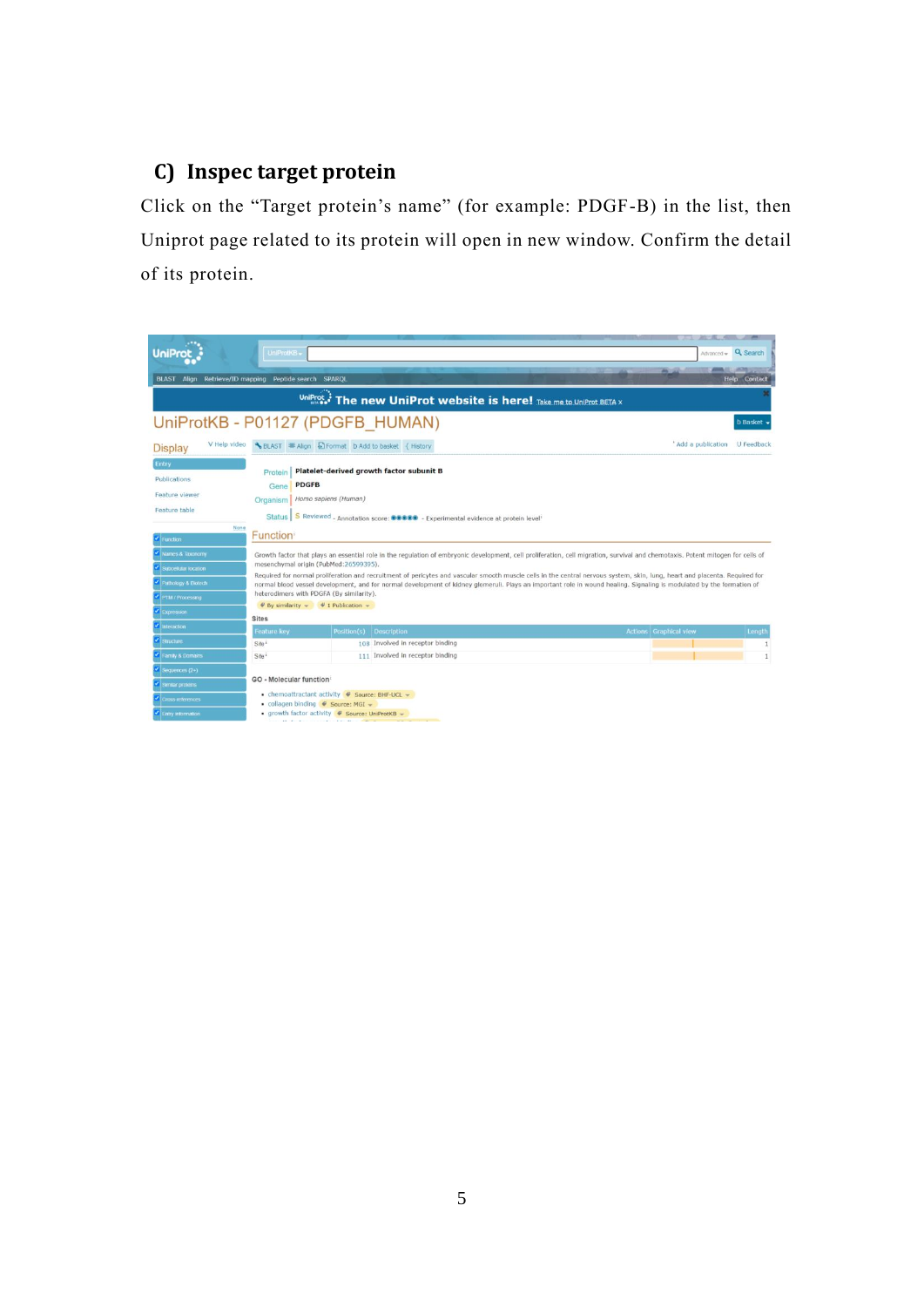## C) Inspec target protein

Click on the "Target protein's name" (for example: PDGF-B) in the list, then Uniprot page related to its protein will open in new window. Confirm the detail of its protein.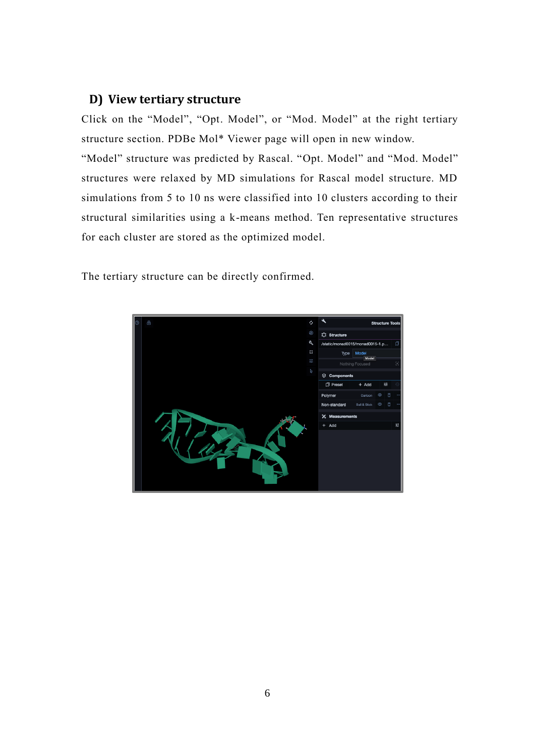## D) View tertiary structure

Click on the “Model”, “Opt. Model”, or “Mod. Model” at the right tertiary structure section. PDBe Mol* Viewer page will open in new window.

“Model” structure was predicted by Rascal. “Opt. Model” and “Mod. Model” structures were relaxed by MD simulations for Rascal model structure. MD simulations from 5 to 10 ns were classified into 10 clusters according to their structural similarities using a k-means method. Ten representative structures for each cluster are stored as the optimized model.

The tertiary structure can be directly confirmed.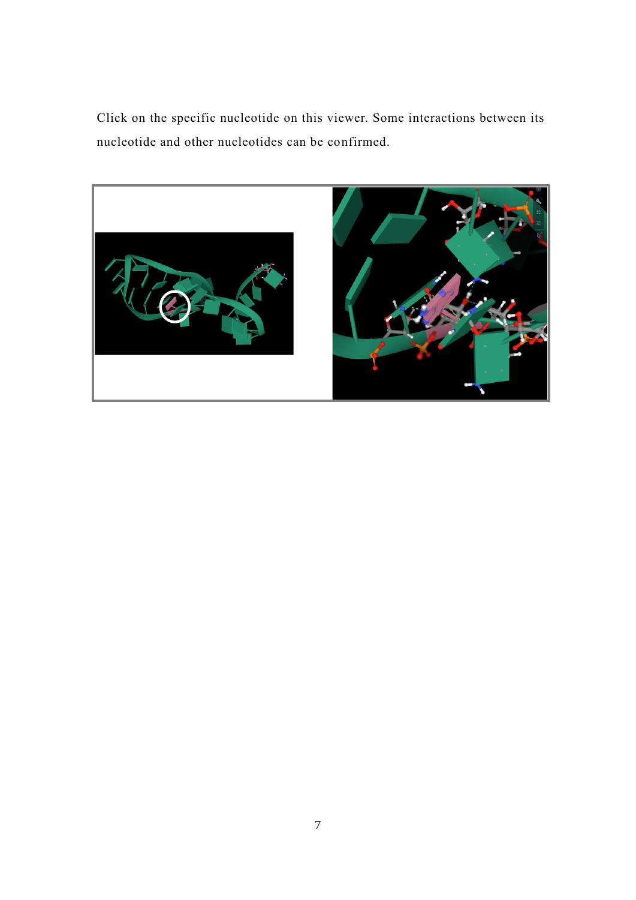Click on the specific nucleotide on this viewer. Some interactions between its nucleotide and other nucleotides can be confirmed.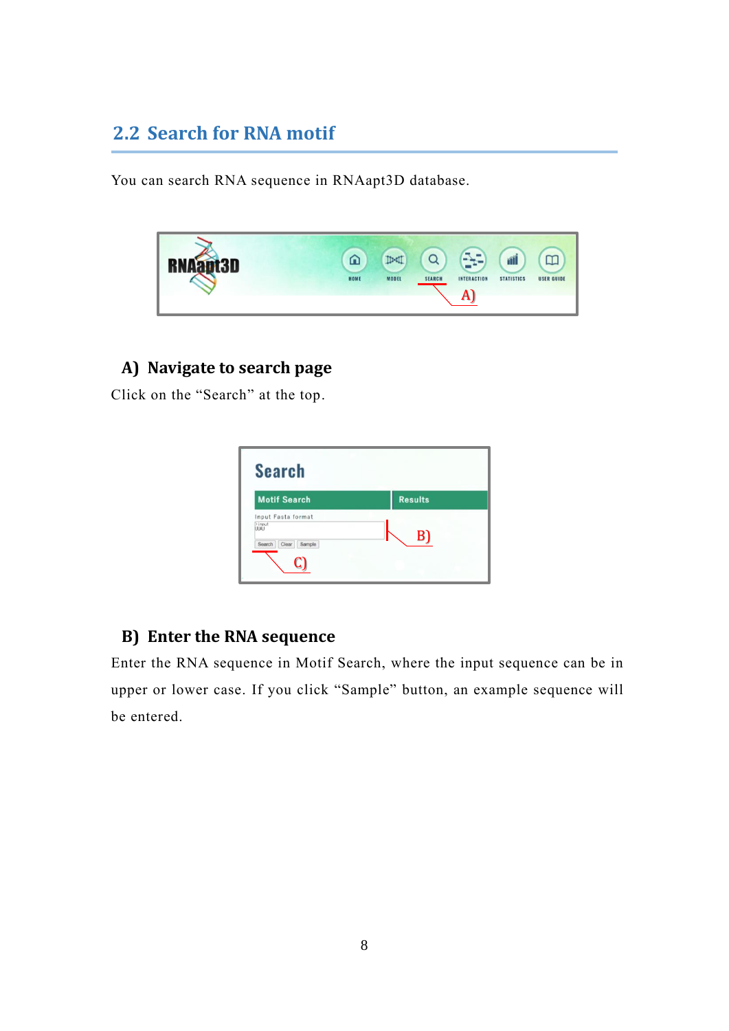## 2.2 Search for RNA motif

You can search RNA sequence in RNAapt3D database.

### A) Navigate to search page

Click on the “Search” at the top.

### B) Enter the RNA sequence

Enter the RNA sequence in Motif Search, where the input sequence can be in upper or lower case. If you click “Sample” button, an example sequence will be entered.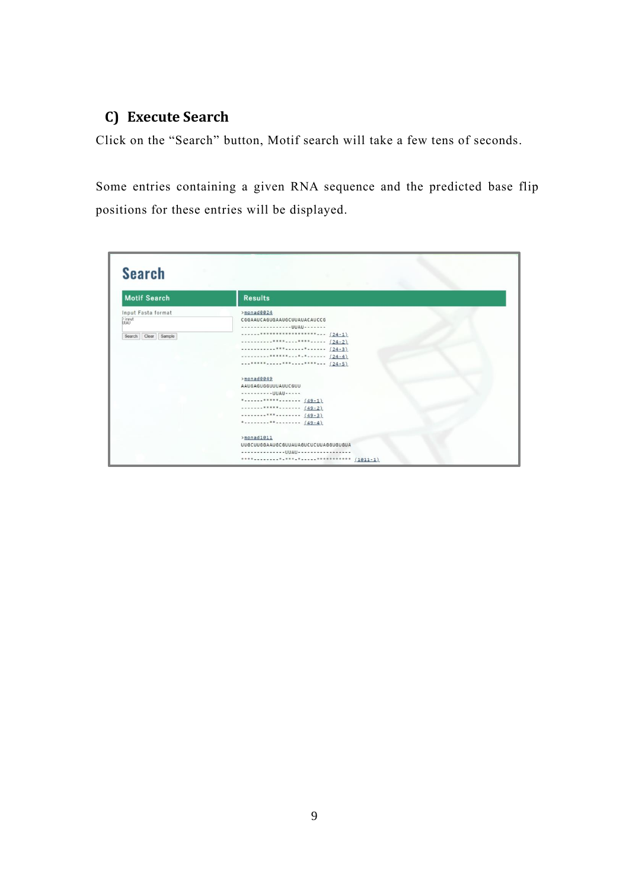## C) Execute Search

Click on the "Search" button, Motif search will take a few tens of seconds.

Some entries containing a given RNA sequence and the predicted base flip positions for these entries will be displayed.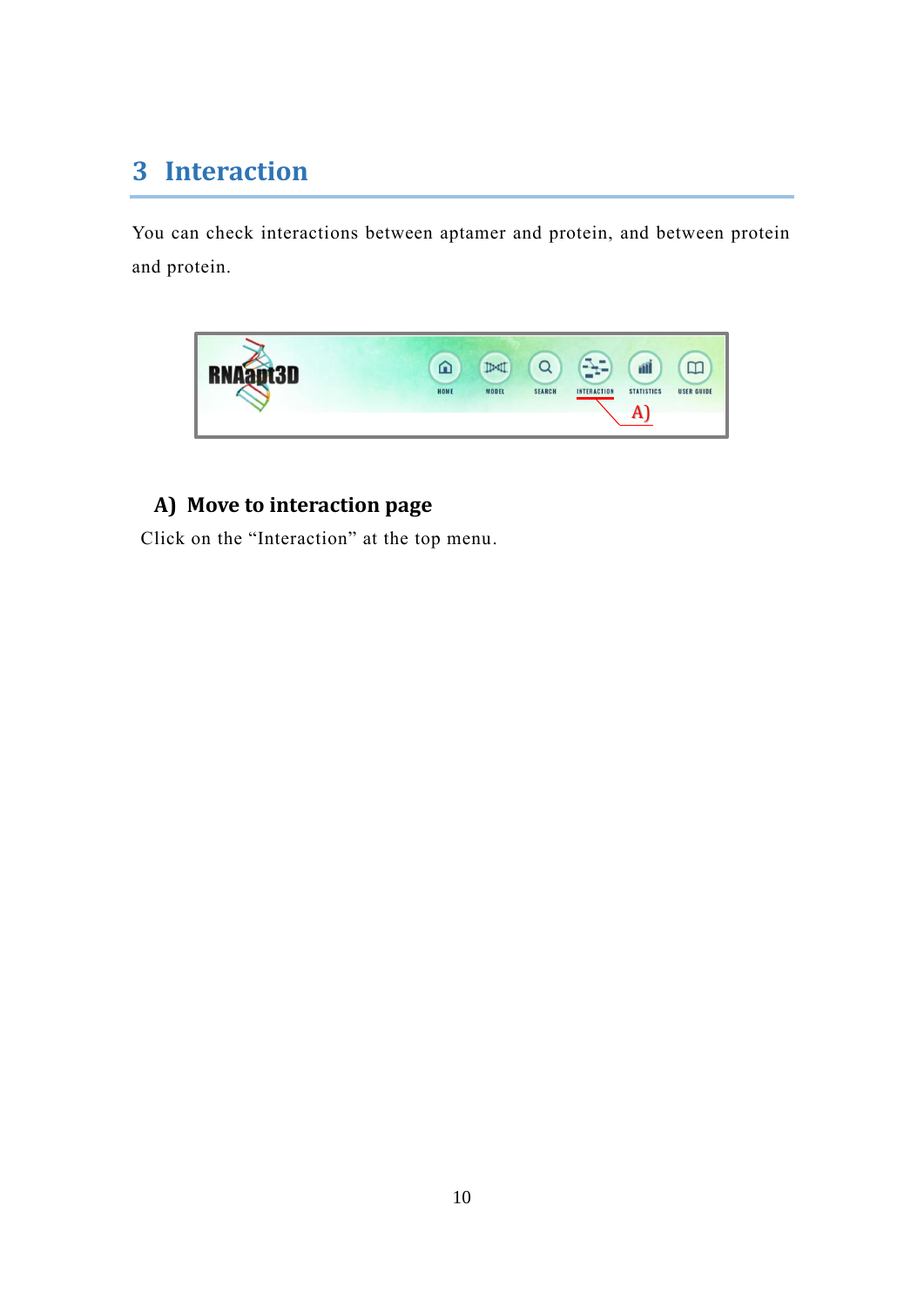# 3 Interaction

You can check interactions between aptamer and protein, and between protein and protein.

## A) Move to interaction page

Click on the “Interaction” at the top menu.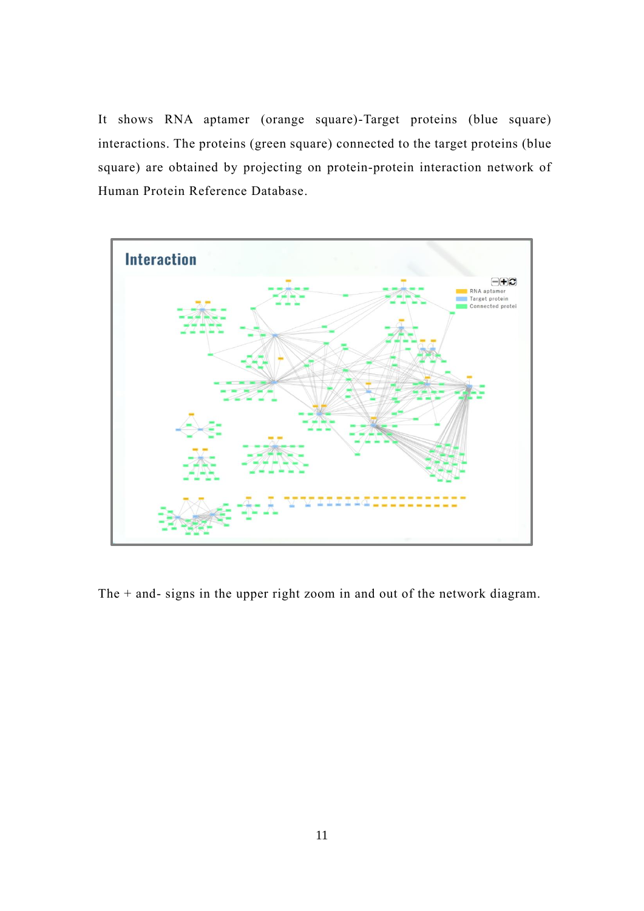It shows RNA aptamer (orange square)-Target proteins (blue square) interactions. The proteins (green square) connected to the target proteins (blue square) are obtained by projecting on protein-protein interaction network of Human Protein Reference Database.

The + and- signs in the upper right zoom in and out of the network diagram.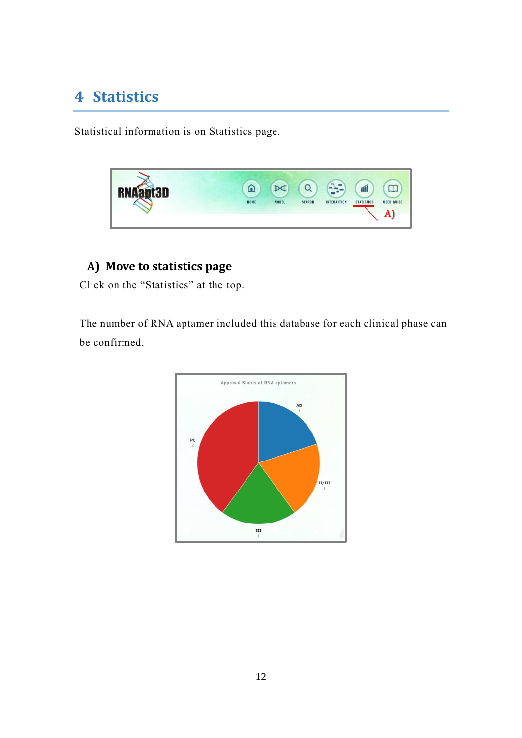# 4 Statistics

Statistical information is on Statistics page.

## A) Move to statistics page

Click on the “Statistics” at the top.

The number of RNA aptamer included this database for each clinical phase can be confirmed.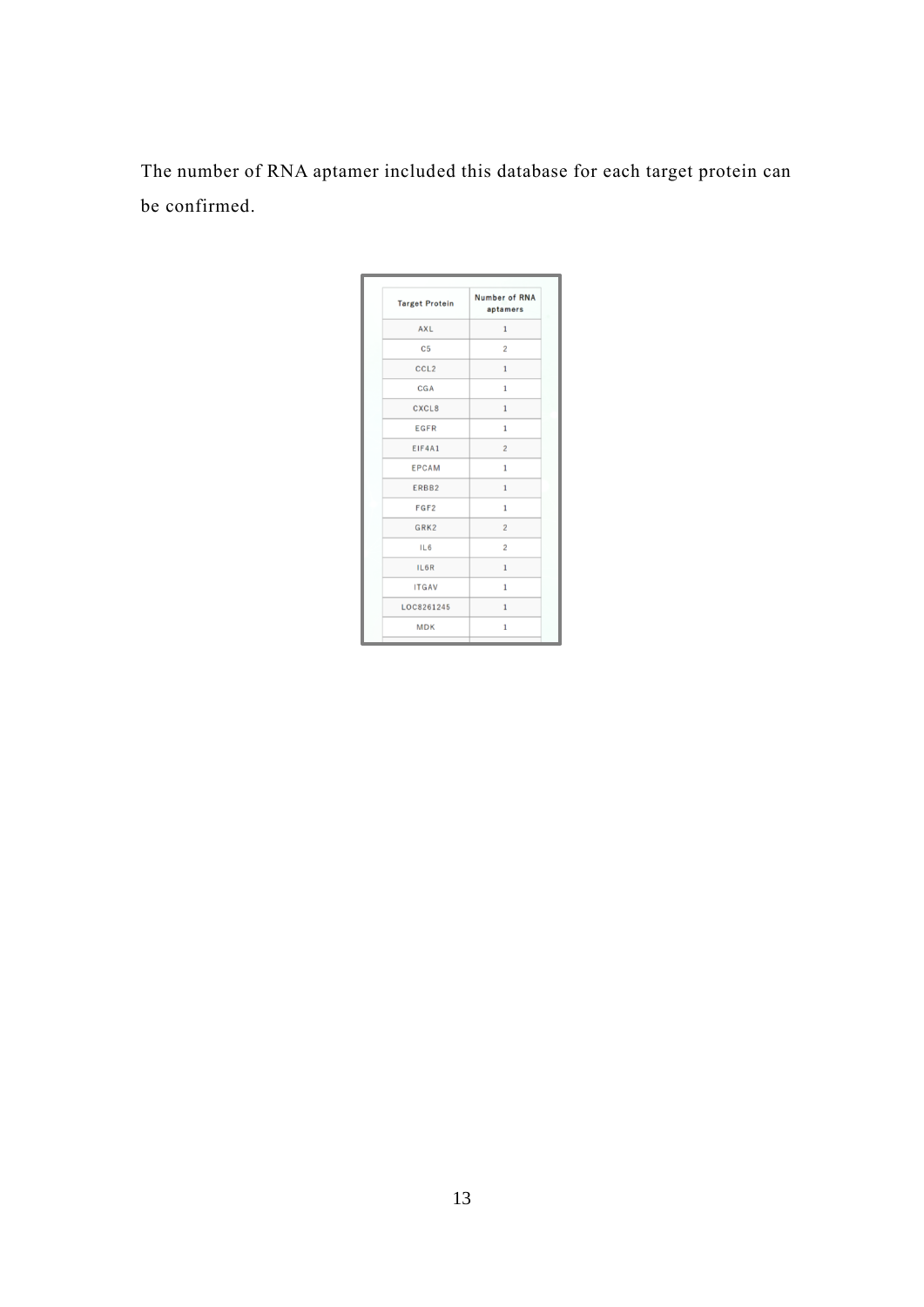The number of RNA aptamer included this database for each target protein can be confirmed.

| Target Protein | Number of RNA aptamers |
|---|---|
| AXL | 1 |
| C5 | 2 |
| CCL2 | 1 |
| CGA | 1 |
| CXCL8 | 1 |
| EGFR | 1 |
| EIF4A1 | 2 |
| EPCAM | 1 |
| ERBB2 | 1 |
| FGF2 | 1 |
| GRK2 | 2 |
| IL6 | 2 |
| IL6R | 1 |
| ITGAV | 1 |
| LOC8261245 | 1 |
| MDK | 1 |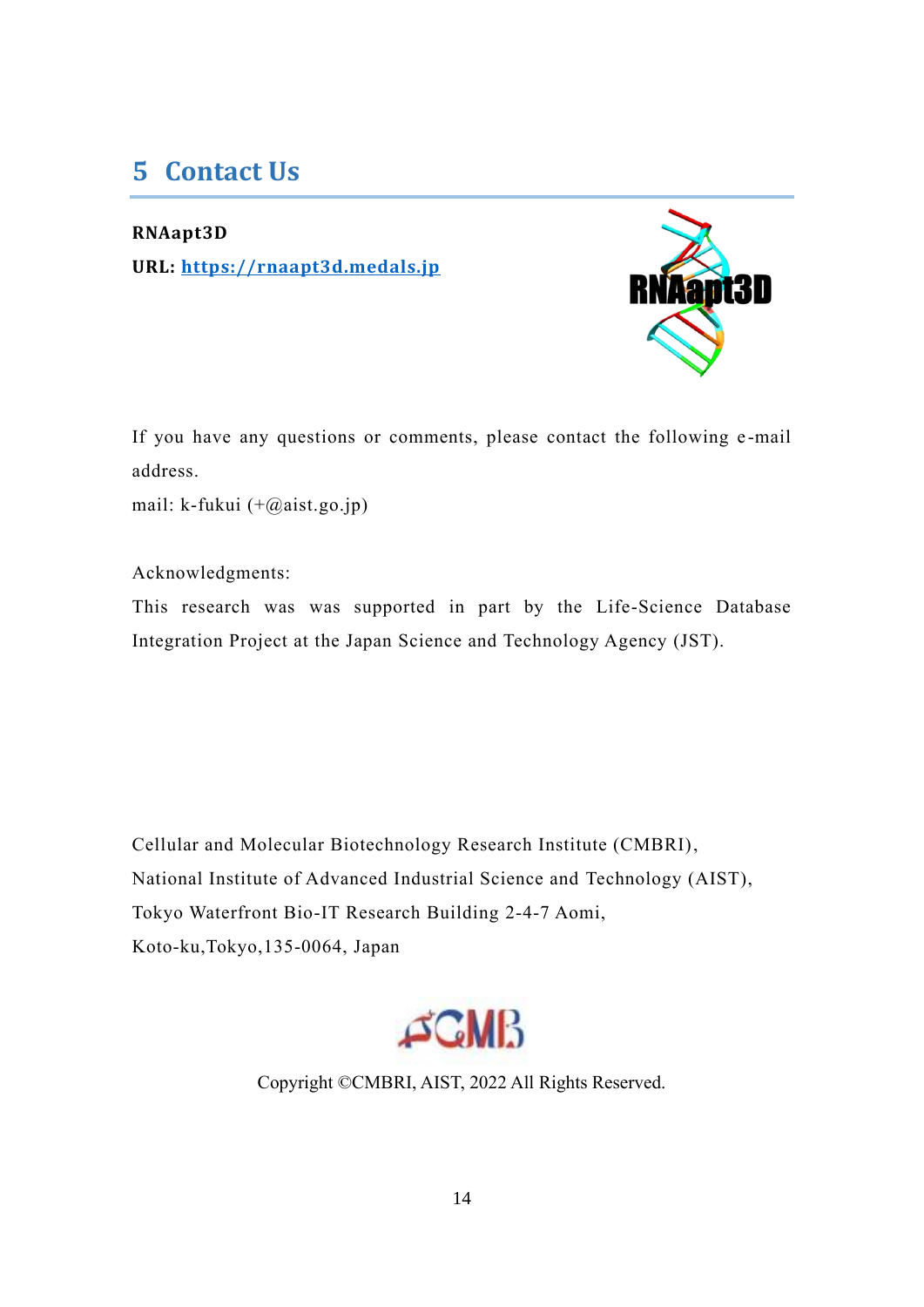# 5 Contact Us

**RNAapt3D**

**URL: https://rnaapt3d.medals.jp**

If you have any questions or comments, please contact the following e-mail address.

mail: k-fukui (+@aist.go.jp)

Acknowledgments:

This research was was supported in part by the Life-Science Database Integration Project at the Japan Science and Technology Agency (JST).

Cellular and Molecular Biotechnology Research Institute (CMBRI),
National Institute of Advanced Industrial Science and Technology (AIST),
Tokyo Waterfront Bio-IT Research Building 2-4-7 Aomi,
Koto-ku,Tokyo,135-0064, Japan

Copyright ©CMBRI, AIST, 2022 All Rights Reserved.